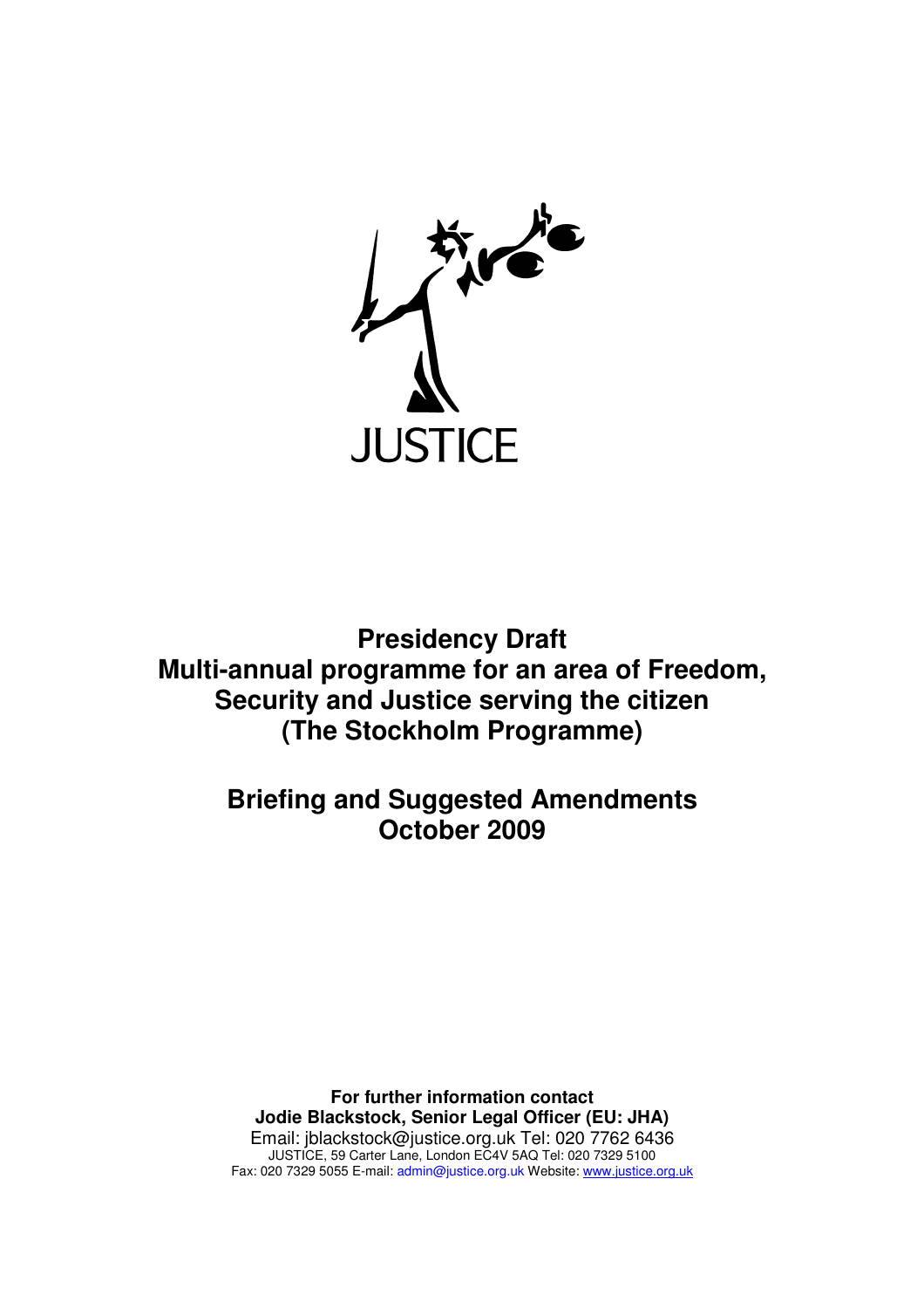JUSTICE

# Presidency Draft Multi-annual programme for an area of Freedom, Security and Justice serving the citizen (The Stockholm Programme)

## Briefing and Suggested Amendments October 2009

**For further information contact**
**Jodie Blackstock, Senior Legal Officer (EU: JHA)**
Email: jblackstock@justice.org.uk Tel: 020 7762 6436
JUSTICE, 59 Carter Lane, London EC4V 5AQ Tel: 020 7329 5100
Fax: 020 7329 5055 E-mail: admin@justice.org.uk Website: www.justice.org.uk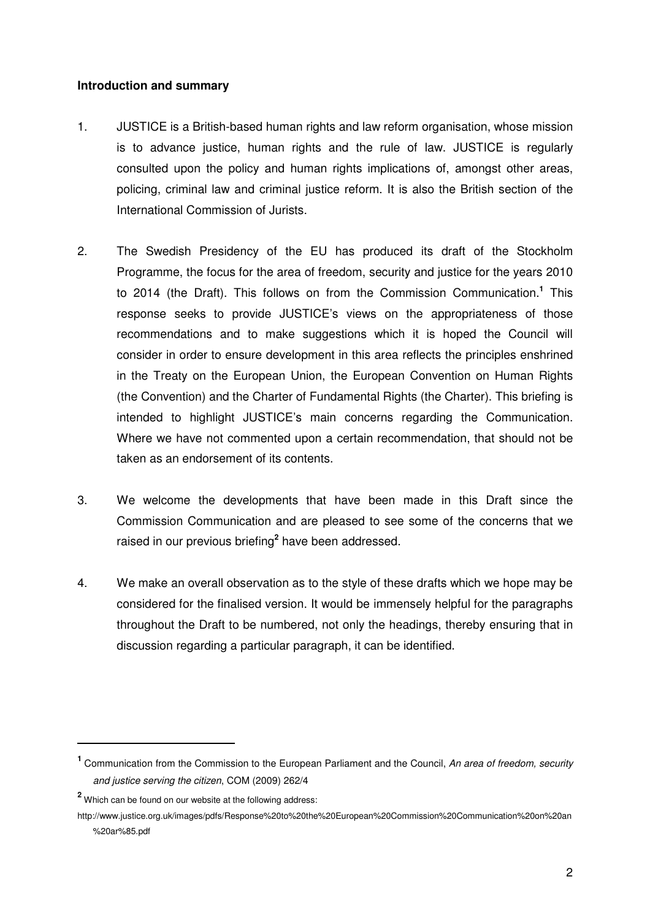**Introduction and summary**

1. JUSTICE is a British-based human rights and law reform organisation, whose mission is to advance justice, human rights and the rule of law. JUSTICE is regularly consulted upon the policy and human rights implications of, amongst other areas, policing, criminal law and criminal justice reform. It is also the British section of the International Commission of Jurists.

2. The Swedish Presidency of the EU has produced its draft of the Stockholm Programme, the focus for the area of freedom, security and justice for the years 2010 to 2014 (the Draft). This follows on from the Commission Communication.[1] This response seeks to provide JUSTICE's views on the appropriateness of those recommendations and to make suggestions which it is hoped the Council will consider in order to ensure development in this area reflects the principles enshrined in the Treaty on the European Union, the European Convention on Human Rights (the Convention) and the Charter of Fundamental Rights (the Charter). This briefing is intended to highlight JUSTICE's main concerns regarding the Communication. Where we have not commented upon a certain recommendation, that should not be taken as an endorsement of its contents.

3. We welcome the developments that have been made in this Draft since the Commission Communication and are pleased to see some of the concerns that we raised in our previous briefing[2] have been addressed.

4. We make an overall observation as to the style of these drafts which we hope may be considered for the finalised version. It would be immensely helpful for the paragraphs throughout the Draft to be numbered, not only the headings, thereby ensuring that in discussion regarding a particular paragraph, it can be identified.

---

[1] Communication from the Commission to the European Parliament and the Council, *An area of freedom, security and justice serving the citizen*, COM (2009) 262/4

[2] Which can be found on our website at the following address: http://www.justice.org.uk/images/pdfs/Response%20to%20the%20European%20Commission%20Communication%20on%20an%20ar%85.pdf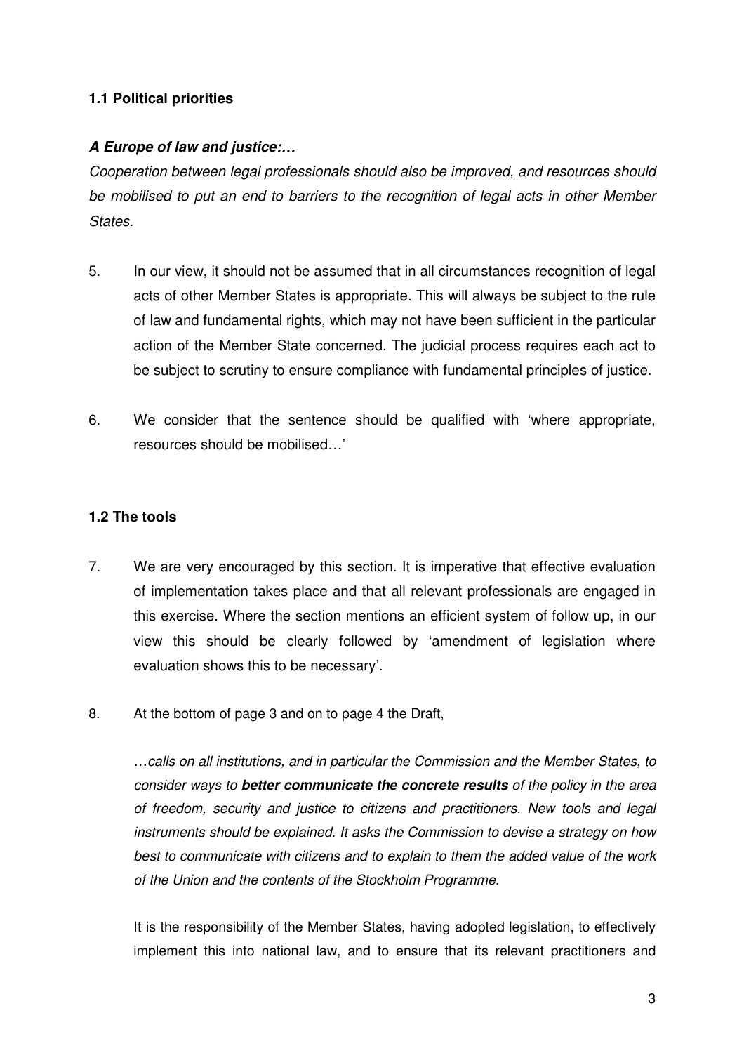### 1.1 Political priorities

***A Europe of law and justice:…***

*Cooperation between legal professionals should also be improved, and resources should be mobilised to put an end to barriers to the recognition of legal acts in other Member States.*

5. In our view, it should not be assumed that in all circumstances recognition of legal acts of other Member States is appropriate. This will always be subject to the rule of law and fundamental rights, which may not have been sufficient in the particular action of the Member State concerned. The judicial process requires each act to be subject to scrutiny to ensure compliance with fundamental principles of justice.

6. We consider that the sentence should be qualified with 'where appropriate, resources should be mobilised…'

### 1.2 The tools

7. We are very encouraged by this section. It is imperative that effective evaluation of implementation takes place and that all relevant professionals are engaged in this exercise. Where the section mentions an efficient system of follow up, in our view this should be clearly followed by 'amendment of legislation where evaluation shows this to be necessary'.

8. At the bottom of page 3 and on to page 4 the Draft,

   *…calls on all institutions, and in particular the Commission and the Member States, to consider ways to **better communicate the concrete results** of the policy in the area of freedom, security and justice to citizens and practitioners. New tools and legal instruments should be explained. It asks the Commission to devise a strategy on how best to communicate with citizens and to explain to them the added value of the work of the Union and the contents of the Stockholm Programme.*

   It is the responsibility of the Member States, having adopted legislation, to effectively implement this into national law, and to ensure that its relevant practitioners and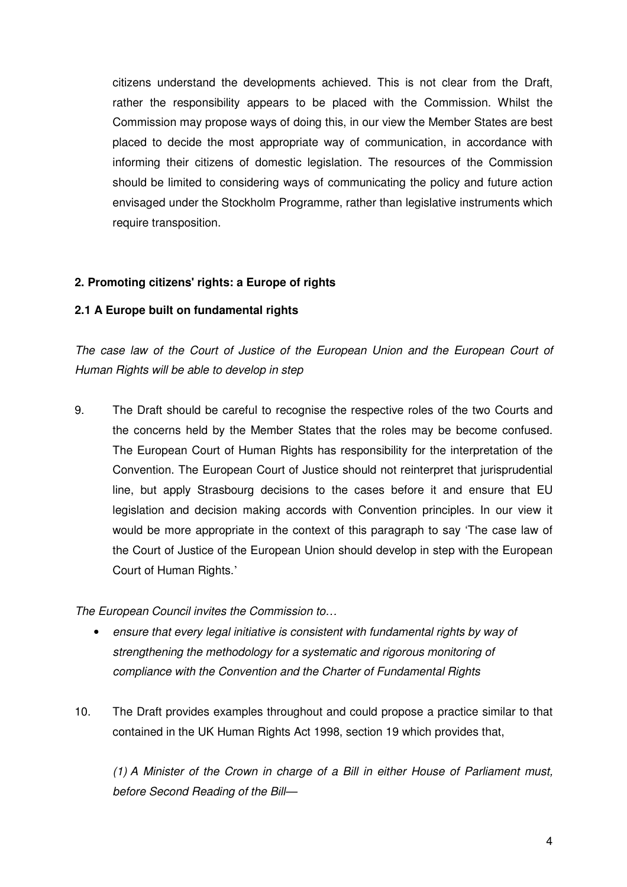citizens understand the developments achieved. This is not clear from the Draft, rather the responsibility appears to be placed with the Commission. Whilst the Commission may propose ways of doing this, in our view the Member States are best placed to decide the most appropriate way of communication, in accordance with informing their citizens of domestic legislation. The resources of the Commission should be limited to considering ways of communicating the policy and future action envisaged under the Stockholm Programme, rather than legislative instruments which require transposition.

**2. Promoting citizens' rights: a Europe of rights**

**2.1 A Europe built on fundamental rights**

*The case law of the Court of Justice of the European Union and the European Court of Human Rights will be able to develop in step*

9. The Draft should be careful to recognise the respective roles of the two Courts and the concerns held by the Member States that the roles may be become confused. The European Court of Human Rights has responsibility for the interpretation of the Convention. The European Court of Justice should not reinterpret that jurisprudential line, but apply Strasbourg decisions to the cases before it and ensure that EU legislation and decision making accords with Convention principles. In our view it would be more appropriate in the context of this paragraph to say 'The case law of the Court of Justice of the European Union should develop in step with the European Court of Human Rights.'

*The European Council invites the Commission to…*

- *ensure that every legal initiative is consistent with fundamental rights by way of strengthening the methodology for a systematic and rigorous monitoring of compliance with the Convention and the Charter of Fundamental Rights*

10. The Draft provides examples throughout and could propose a practice similar to that contained in the UK Human Rights Act 1998, section 19 which provides that,

*(1) A Minister of the Crown in charge of a Bill in either House of Parliament must, before Second Reading of the Bill—*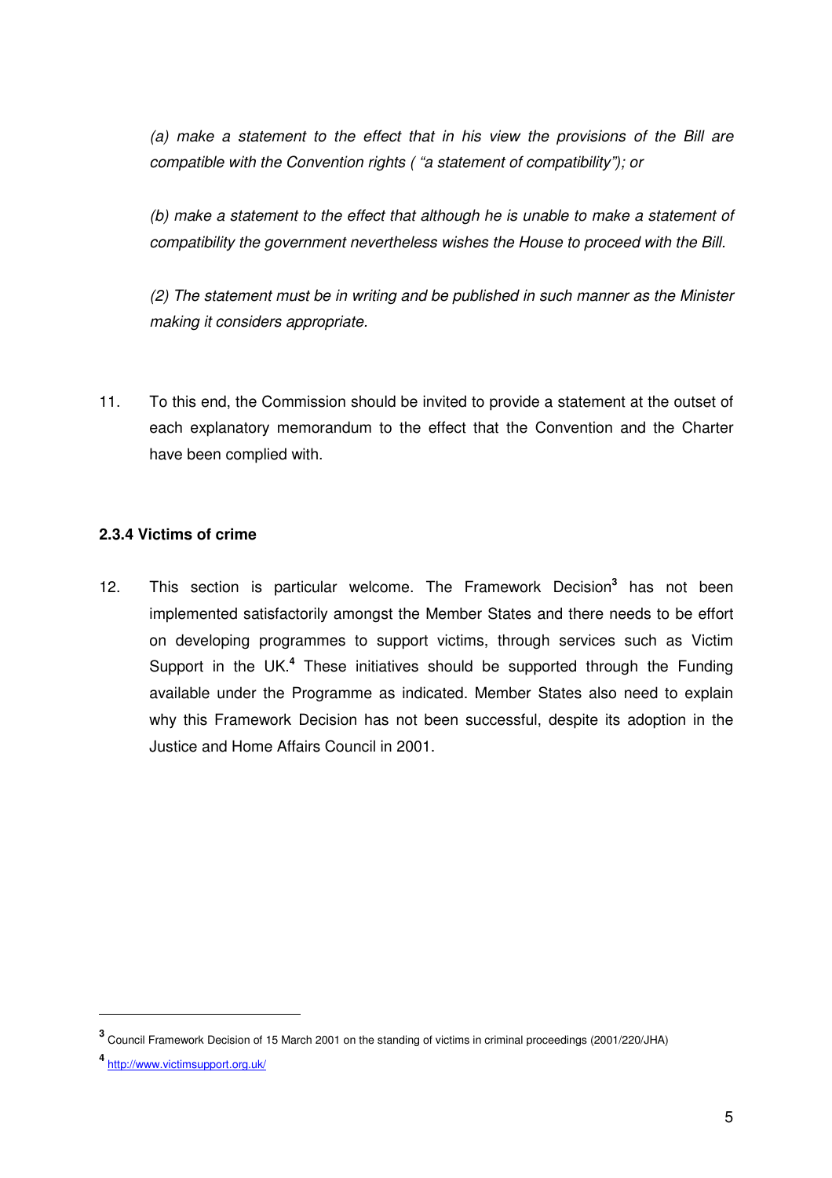*(a) make a statement to the effect that in his view the provisions of the Bill are compatible with the Convention rights ( "a statement of compatibility"); or*

*(b) make a statement to the effect that although he is unable to make a statement of compatibility the government nevertheless wishes the House to proceed with the Bill.*

*(2) The statement must be in writing and be published in such manner as the Minister making it considers appropriate.*

11. To this end, the Commission should be invited to provide a statement at the outset of each explanatory memorandum to the effect that the Convention and the Charter have been complied with.

#### 2.3.4 Victims of crime

12. This section is particular welcome. The Framework Decision[3] has not been implemented satisfactorily amongst the Member States and there needs to be effort on developing programmes to support victims, through services such as Victim Support in the UK.[4] These initiatives should be supported through the Funding available under the Programme as indicated. Member States also need to explain why this Framework Decision has not been successful, despite its adoption in the Justice and Home Affairs Council in 2001.

---

[3] Council Framework Decision of 15 March 2001 on the standing of victims in criminal proceedings (2001/220/JHA)

[4] http://www.victimsupport.org.uk/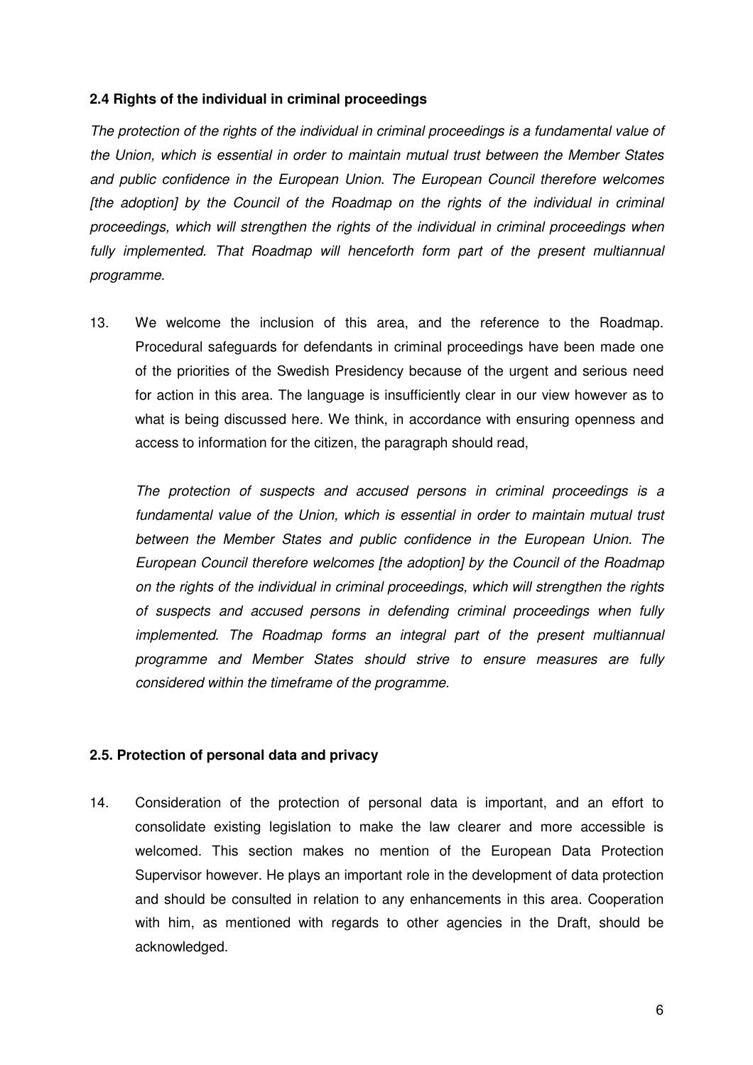### 2.4 Rights of the individual in criminal proceedings

*The protection of the rights of the individual in criminal proceedings is a fundamental value of the Union, which is essential in order to maintain mutual trust between the Member States and public confidence in the European Union. The European Council therefore welcomes [the adoption] by the Council of the Roadmap on the rights of the individual in criminal proceedings, which will strengthen the rights of the individual in criminal proceedings when fully implemented. That Roadmap will henceforth form part of the present multiannual programme.*

13. We welcome the inclusion of this area, and the reference to the Roadmap. Procedural safeguards for defendants in criminal proceedings have been made one of the priorities of the Swedish Presidency because of the urgent and serious need for action in this area. The language is insufficiently clear in our view however as to what is being discussed here. We think, in accordance with ensuring openness and access to information for the citizen, the paragraph should read,

    *The protection of suspects and accused persons in criminal proceedings is a fundamental value of the Union, which is essential in order to maintain mutual trust between the Member States and public confidence in the European Union. The European Council therefore welcomes [the adoption] by the Council of the Roadmap on the rights of the individual in criminal proceedings, which will strengthen the rights of suspects and accused persons in defending criminal proceedings when fully implemented. The Roadmap forms an integral part of the present multiannual programme and Member States should strive to ensure measures are fully considered within the timeframe of the programme.*

### 2.5. Protection of personal data and privacy

14. Consideration of the protection of personal data is important, and an effort to consolidate existing legislation to make the law clearer and more accessible is welcomed. This section makes no mention of the European Data Protection Supervisor however. He plays an important role in the development of data protection and should be consulted in relation to any enhancements in this area. Cooperation with him, as mentioned with regards to other agencies in the Draft, should be acknowledged.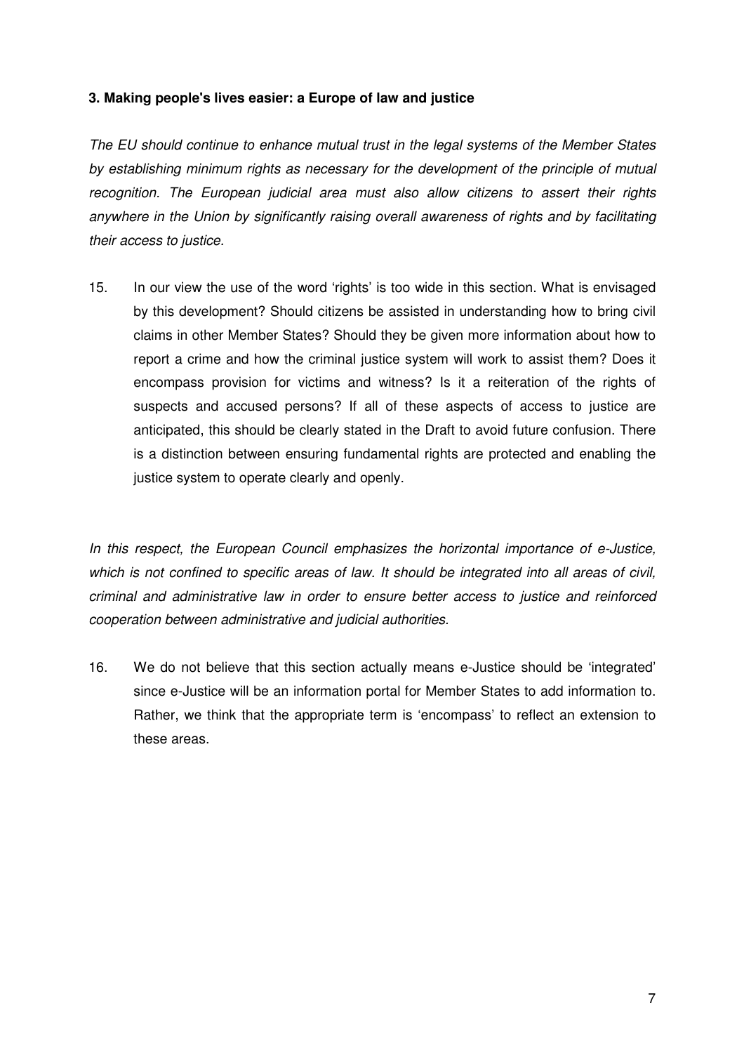### 3. Making people's lives easier: a Europe of law and justice

*The EU should continue to enhance mutual trust in the legal systems of the Member States by establishing minimum rights as necessary for the development of the principle of mutual recognition. The European judicial area must also allow citizens to assert their rights anywhere in the Union by significantly raising overall awareness of rights and by facilitating their access to justice.*

15. In our view the use of the word 'rights' is too wide in this section. What is envisaged by this development? Should citizens be assisted in understanding how to bring civil claims in other Member States? Should they be given more information about how to report a crime and how the criminal justice system will work to assist them? Does it encompass provision for victims and witness? Is it a reiteration of the rights of suspects and accused persons? If all of these aspects of access to justice are anticipated, this should be clearly stated in the Draft to avoid future confusion. There is a distinction between ensuring fundamental rights are protected and enabling the justice system to operate clearly and openly.

*In this respect, the European Council emphasizes the horizontal importance of e-Justice, which is not confined to specific areas of law. It should be integrated into all areas of civil, criminal and administrative law in order to ensure better access to justice and reinforced cooperation between administrative and judicial authorities.*

16. We do not believe that this section actually means e-Justice should be 'integrated' since e-Justice will be an information portal for Member States to add information to. Rather, we think that the appropriate term is 'encompass' to reflect an extension to these areas.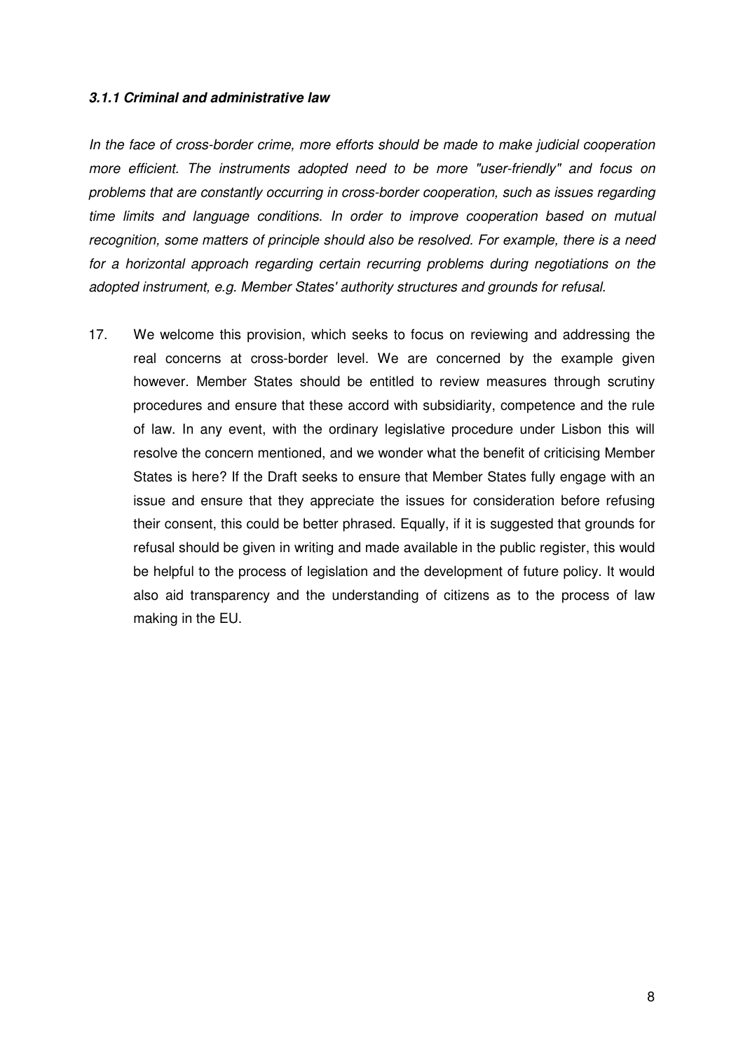#### ***3.1.1 Criminal and administrative law***

*In the face of cross-border crime, more efforts should be made to make judicial cooperation more efficient. The instruments adopted need to be more "user-friendly" and focus on problems that are constantly occurring in cross-border cooperation, such as issues regarding time limits and language conditions. In order to improve cooperation based on mutual recognition, some matters of principle should also be resolved. For example, there is a need for a horizontal approach regarding certain recurring problems during negotiations on the adopted instrument, e.g. Member States' authority structures and grounds for refusal.*

17. We welcome this provision, which seeks to focus on reviewing and addressing the real concerns at cross-border level. We are concerned by the example given however. Member States should be entitled to review measures through scrutiny procedures and ensure that these accord with subsidiarity, competence and the rule of law. In any event, with the ordinary legislative procedure under Lisbon this will resolve the concern mentioned, and we wonder what the benefit of criticising Member States is here? If the Draft seeks to ensure that Member States fully engage with an issue and ensure that they appreciate the issues for consideration before refusing their consent, this could be better phrased. Equally, if it is suggested that grounds for refusal should be given in writing and made available in the public register, this would be helpful to the process of legislation and the development of future policy. It would also aid transparency and the understanding of citizens as to the process of law making in the EU.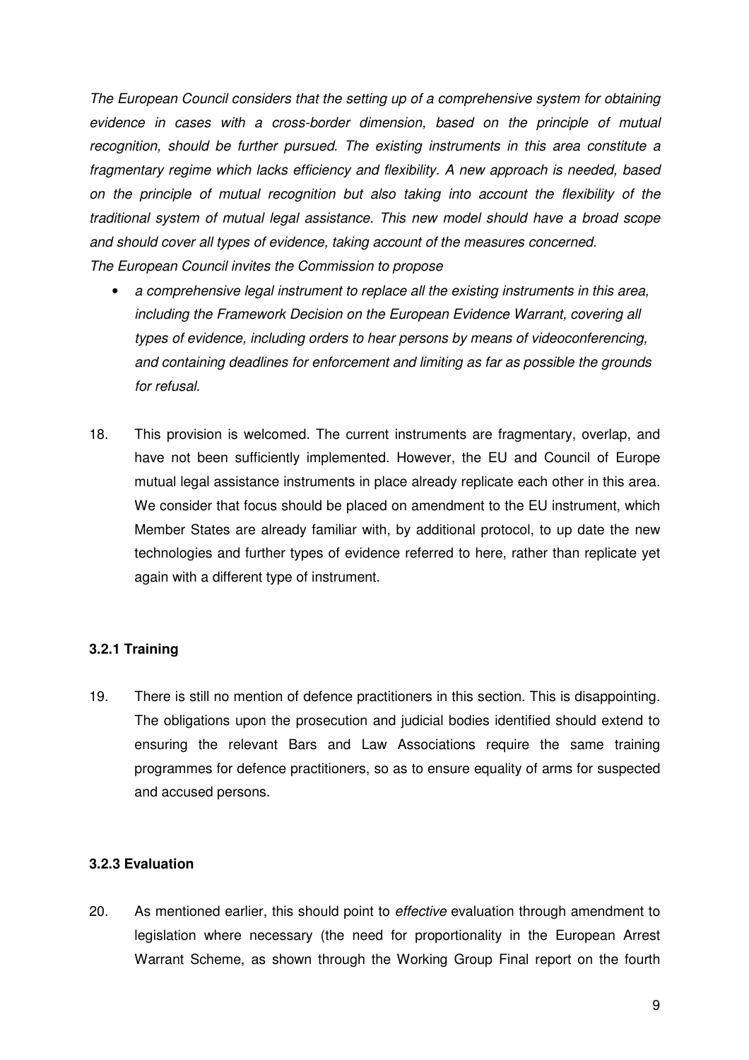*The European Council considers that the setting up of a comprehensive system for obtaining evidence in cases with a cross-border dimension, based on the principle of mutual recognition, should be further pursued. The existing instruments in this area constitute a fragmentary regime which lacks efficiency and flexibility. A new approach is needed, based on the principle of mutual recognition but also taking into account the flexibility of the traditional system of mutual legal assistance. This new model should have a broad scope and should cover all types of evidence, taking account of the measures concerned.*
*The European Council invites the Commission to propose*

- *a comprehensive legal instrument to replace all the existing instruments in this area, including the Framework Decision on the European Evidence Warrant, covering all types of evidence, including orders to hear persons by means of videoconferencing, and containing deadlines for enforcement and limiting as far as possible the grounds for refusal.*

18. This provision is welcomed. The current instruments are fragmentary, overlap, and have not been sufficiently implemented. However, the EU and Council of Europe mutual legal assistance instruments in place already replicate each other in this area. We consider that focus should be placed on amendment to the EU instrument, which Member States are already familiar with, by additional protocol, to up date the new technologies and further types of evidence referred to here, rather than replicate yet again with a different type of instrument.

### 3.2.1 Training

19. There is still no mention of defence practitioners in this section. This is disappointing. The obligations upon the prosecution and judicial bodies identified should extend to ensuring the relevant Bars and Law Associations require the same training programmes for defence practitioners, so as to ensure equality of arms for suspected and accused persons.

### 3.2.3 Evaluation

20. As mentioned earlier, this should point to *effective* evaluation through amendment to legislation where necessary (the need for proportionality in the European Arrest Warrant Scheme, as shown through the Working Group Final report on the fourth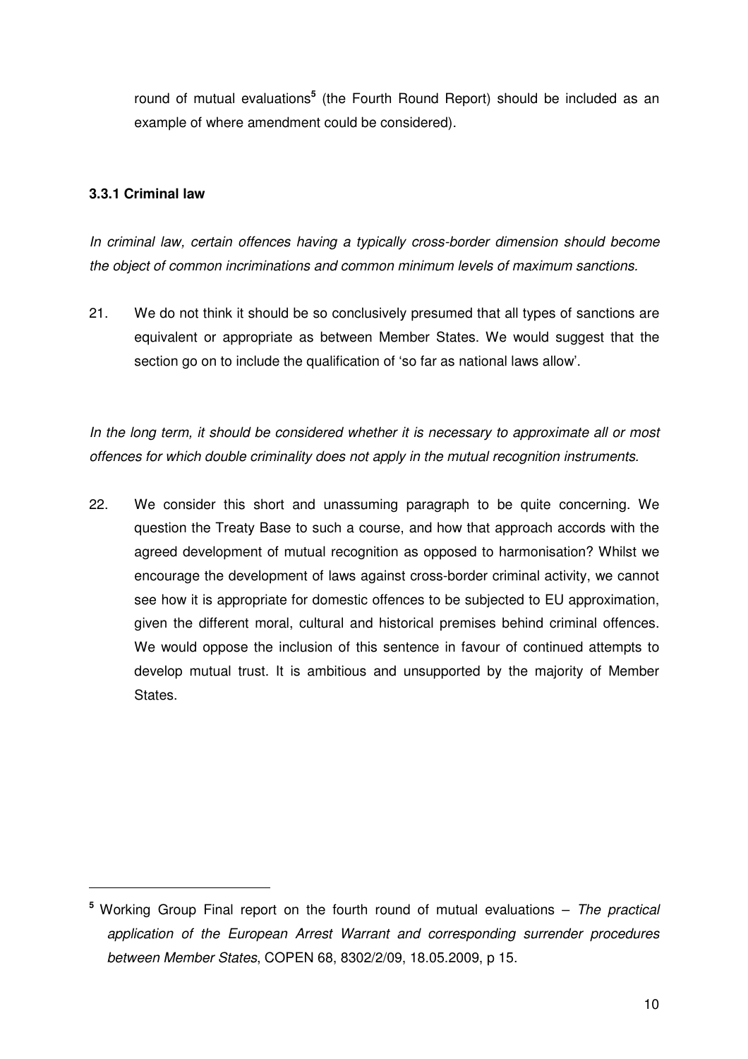round of mutual evaluations[5] (the Fourth Round Report) should be included as an example of where amendment could be considered).

### 3.3.1 Criminal law

*In criminal law, certain offences having a typically cross-border dimension should become the object of common incriminations and common minimum levels of maximum sanctions.*

21. We do not think it should be so conclusively presumed that all types of sanctions are equivalent or appropriate as between Member States. We would suggest that the section go on to include the qualification of 'so far as national laws allow'.

*In the long term, it should be considered whether it is necessary to approximate all or most offences for which double criminality does not apply in the mutual recognition instruments.*

22. We consider this short and unassuming paragraph to be quite concerning. We question the Treaty Base to such a course, and how that approach accords with the agreed development of mutual recognition as opposed to harmonisation? Whilst we encourage the development of laws against cross-border criminal activity, we cannot see how it is appropriate for domestic offences to be subjected to EU approximation, given the different moral, cultural and historical premises behind criminal offences. We would oppose the inclusion of this sentence in favour of continued attempts to develop mutual trust. It is ambitious and unsupported by the majority of Member States.

---

[5] Working Group Final report on the fourth round of mutual evaluations – *The practical application of the European Arrest Warrant and corresponding surrender procedures between Member States*, COPEN 68, 8302/2/09, 18.05.2009, p 15.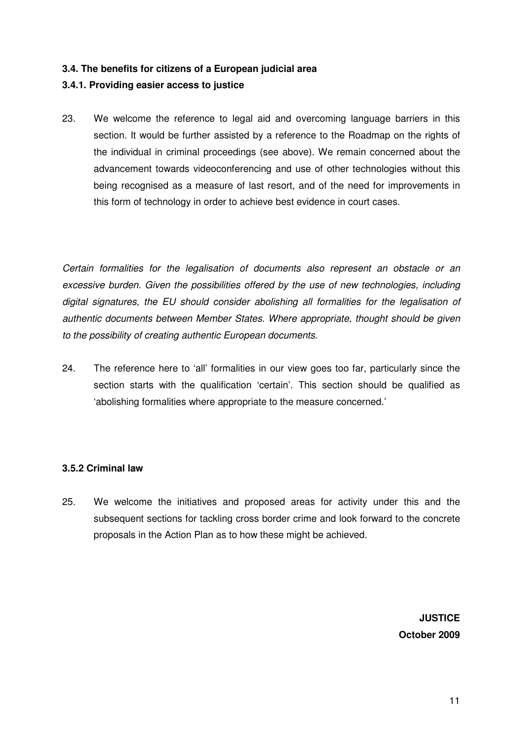### 3.4. The benefits for citizens of a European judicial area

### 3.4.1. Providing easier access to justice

23. We welcome the reference to legal aid and overcoming language barriers in this section. It would be further assisted by a reference to the Roadmap on the rights of the individual in criminal proceedings (see above). We remain concerned about the advancement towards videoconferencing and use of other technologies without this being recognised as a measure of last resort, and of the need for improvements in this form of technology in order to achieve best evidence in court cases.

*Certain formalities for the legalisation of documents also represent an obstacle or an excessive burden. Given the possibilities offered by the use of new technologies, including digital signatures, the EU should consider abolishing all formalities for the legalisation of authentic documents between Member States. Where appropriate, thought should be given to the possibility of creating authentic European documents.*

24. The reference here to 'all' formalities in our view goes too far, particularly since the section starts with the qualification 'certain'. This section should be qualified as 'abolishing formalities where appropriate to the measure concerned.'

### 3.5.2 Criminal law

25. We welcome the initiatives and proposed areas for activity under this and the subsequent sections for tackling cross border crime and look forward to the concrete proposals in the Action Plan as to how these might be achieved.

**JUSTICE**
**October 2009**